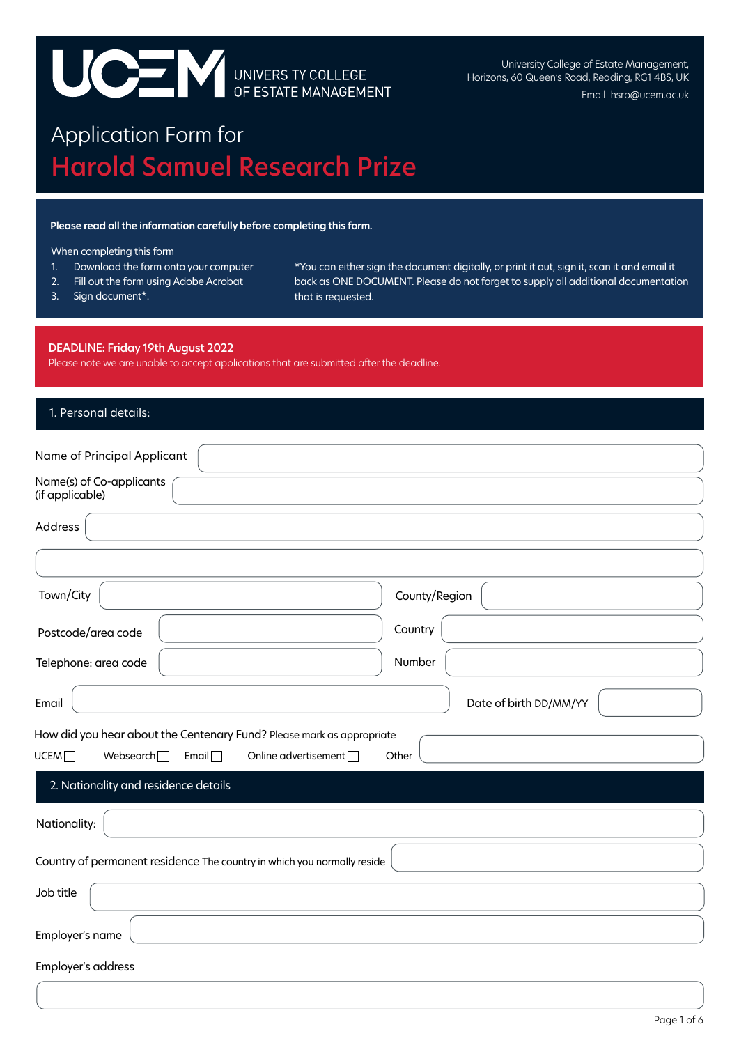UCEM UNIVERSITY COLLEGE OF ESTATE MANAGEMENT

University College of Estate Management,
Horizons, 60 Queen's Road, Reading, RG1 4BS, UK
Email hsrp@ucem.ac.uk

# Application Form for
# Harold Samuel Research Prize

**Please read all the information carefully before completing this form.**

When completing this form

1. Download the form onto your computer
2. Fill out the form using Adobe Acrobat
3. Sign document*.

*You can either sign the document digitally, or print it out, sign it, scan it and email it back as ONE DOCUMENT. Please do not forget to supply all additional documentation that is requested.

**DEADLINE: Friday 19th August 2022**
Please note we are unable to accept applications that are submitted after the deadline.

## 1. Personal details:

Name of Principal Applicant

Name(s) of Co-applicants (if applicable)

Address

Town/City

County/Region

Postcode/area code

Country

Telephone: area code

Number

Email

Date of birth DD/MM/YY

How did you hear about the Centenary Fund? Please mark as appropriate

UCEM ☐ Websearch ☐ Email ☐ Online advertisement ☐ Other

## 2. Nationality and residence details

Nationality:

Country of permanent residence The country in which you normally reside

Job title

Employer's name

Employer's address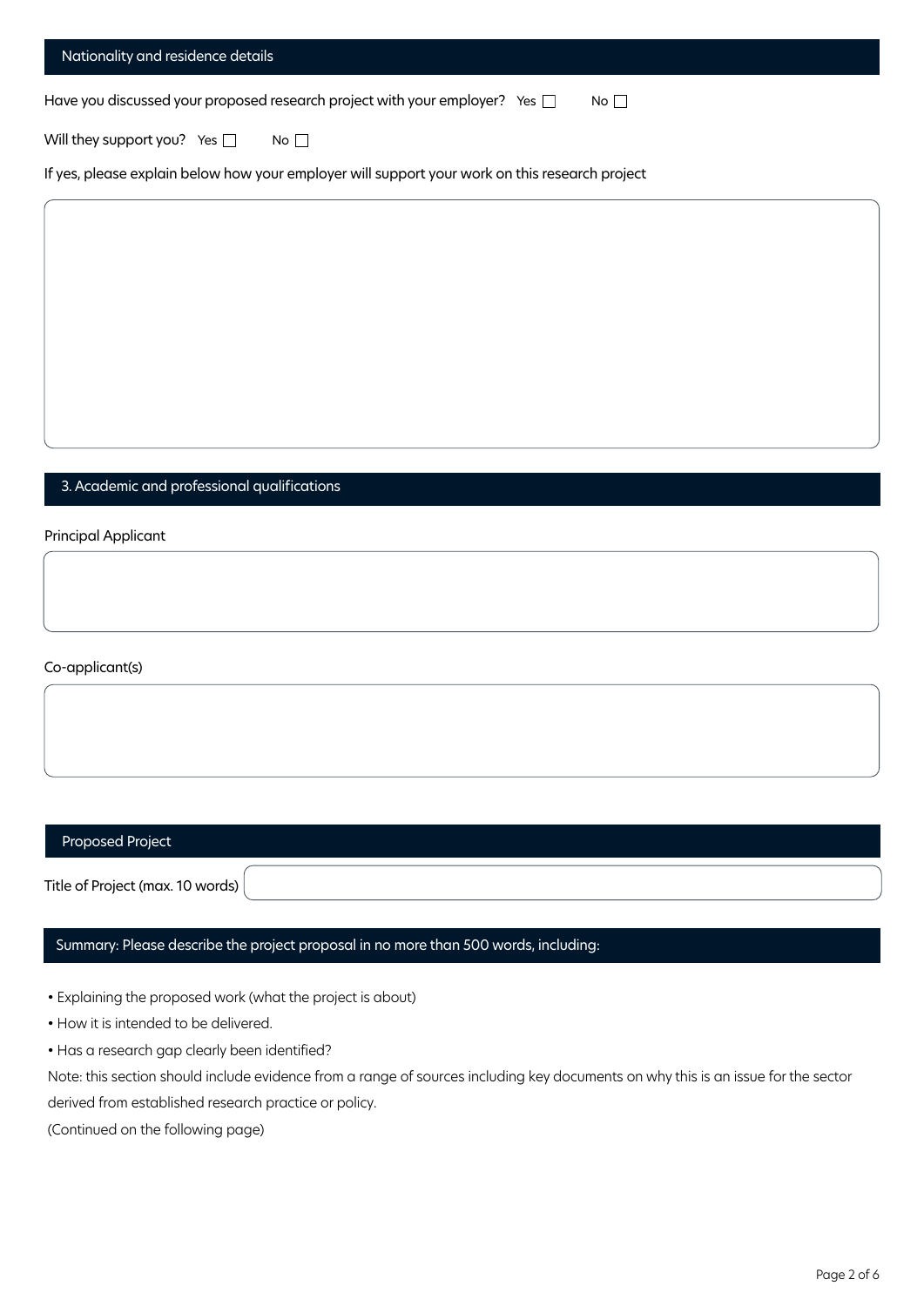## Nationality and residence details

Have you discussed your proposed research project with your employer? Yes ☐ No ☐

Will they support you? Yes ☐ No ☐

If yes, please explain below how your employer will support your work on this research project

## 3. Academic and professional qualifications

Principal Applicant

Co-applicant(s)

## Proposed Project

Title of Project (max. 10 words)

## Summary: Please describe the project proposal in no more than 500 words, including:

- Explaining the proposed work (what the project is about)
- How it is intended to be delivered.
- Has a research gap clearly been identified?

Note: this section should include evidence from a range of sources including key documents on why this is an issue for the sector derived from established research practice or policy.

(Continued on the following page)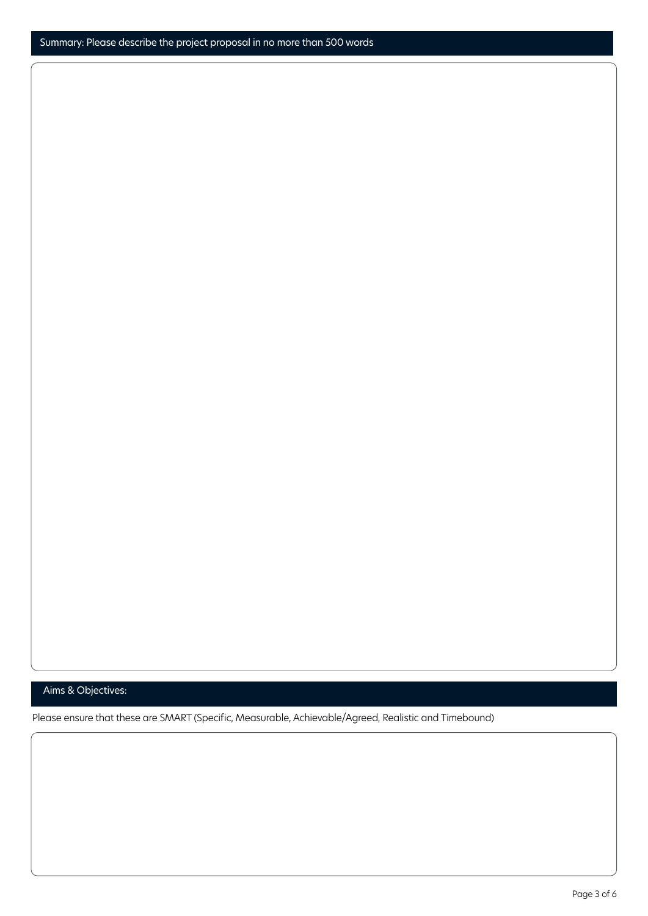## Summary: Please describe the project proposal in no more than 500 words

## Aims & Objectives:

Please ensure that these are SMART (Specific, Measurable, Achievable/Agreed, Realistic and Timebound)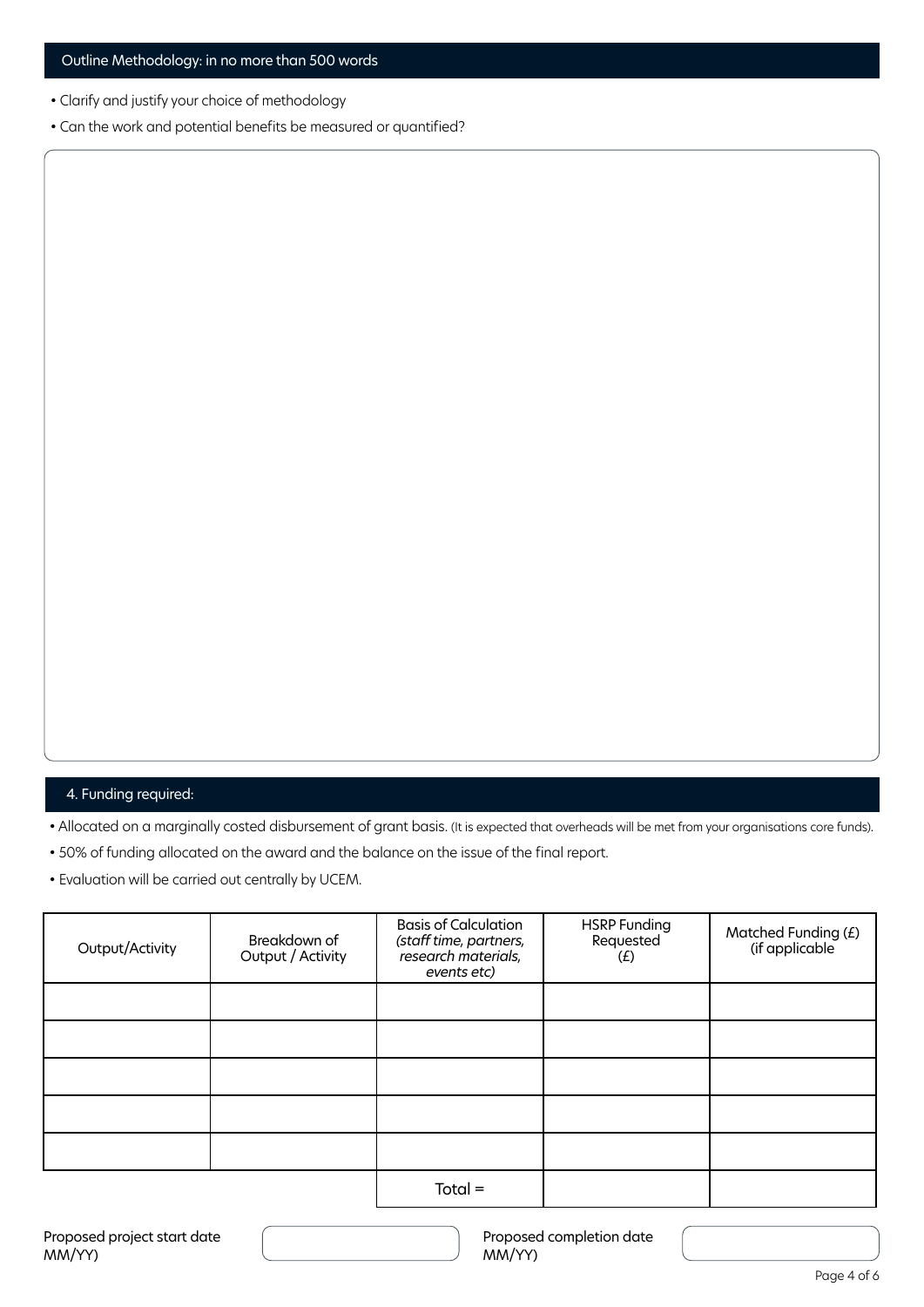## Outline Methodology: in no more than 500 words

- Clarify and justify your choice of methodology
- Can the work and potential benefits be measured or quantified?

## 4. Funding required:

- Allocated on a marginally costed disbursement of grant basis. (It is expected that overheads will be met from your organisations core funds).
- 50% of funding allocated on the award and the balance on the issue of the final report.
- Evaluation will be carried out centrally by UCEM.

| Output/Activity | Breakdown of Output / Activity | Basis of Calculation *(staff time, partners, research materials, events etc)* | HSRP Funding Requested (£) | Matched Funding (£) (if applicable |
|---|---|---|---|---|
| | | | | |
| | | | | |
| | | | | |
| | | | | |
| | | | | |
| | | Total = | | |

Proposed project start date MM/YY)

Proposed completion date MM/YY)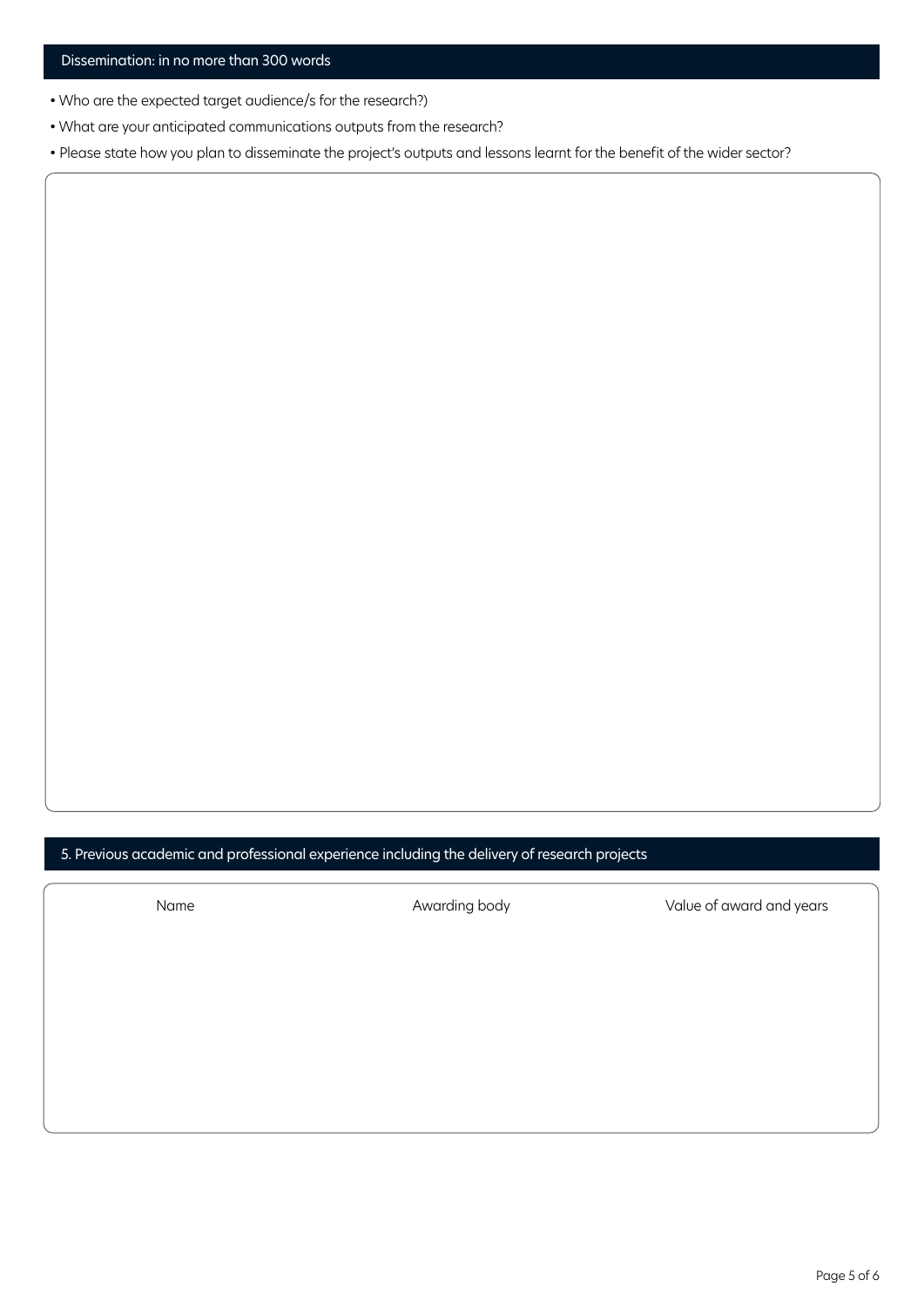## Dissemination: in no more than 300 words

- Who are the expected target audience/s for the research?)
- What are your anticipated communications outputs from the research?
- Please state how you plan to disseminate the project's outputs and lessons learnt for the benefit of the wider sector?

## 5. Previous academic and professional experience including the delivery of research projects

| Name | Awarding body | Value of award and years |
| --- | --- | --- |
| | | |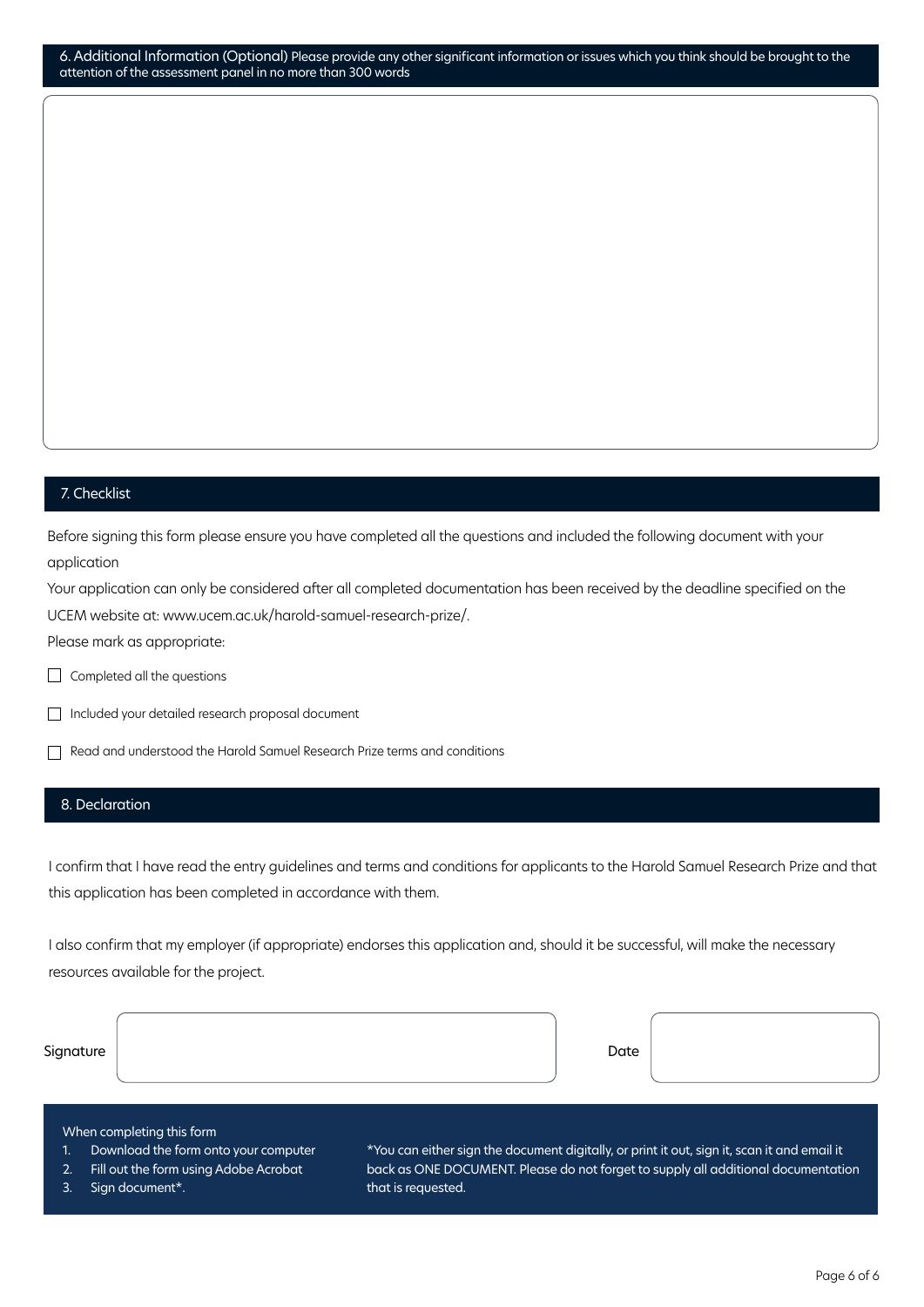## 6. Additional Information (Optional)

Please provide any other significant information or issues which you think should be brought to the attention of the assessment panel in no more than 300 words

## 7. Checklist

Before signing this form please ensure you have completed all the questions and included the following document with your application

Your application can only be considered after all completed documentation has been received by the deadline specified on the UCEM website at: www.ucem.ac.uk/harold-samuel-research-prize/.

Please mark as appropriate:

- ☐ Completed all the questions
- ☐ Included your detailed research proposal document
- ☐ Read and understood the Harold Samuel Research Prize terms and conditions

## 8. Declaration

I confirm that I have read the entry guidelines and terms and conditions for applicants to the Harold Samuel Research Prize and that this application has been completed in accordance with them.

I also confirm that my employer (if appropriate) endorses this application and, should it be successful, will make the necessary resources available for the project.

Signature

Date

When completing this form

1. Download the form onto your computer
2. Fill out the form using Adobe Acrobat
3. Sign document*.

*You can either sign the document digitally, or print it out, sign it, scan it and email it back as ONE DOCUMENT. Please do not forget to supply all additional documentation that is requested.